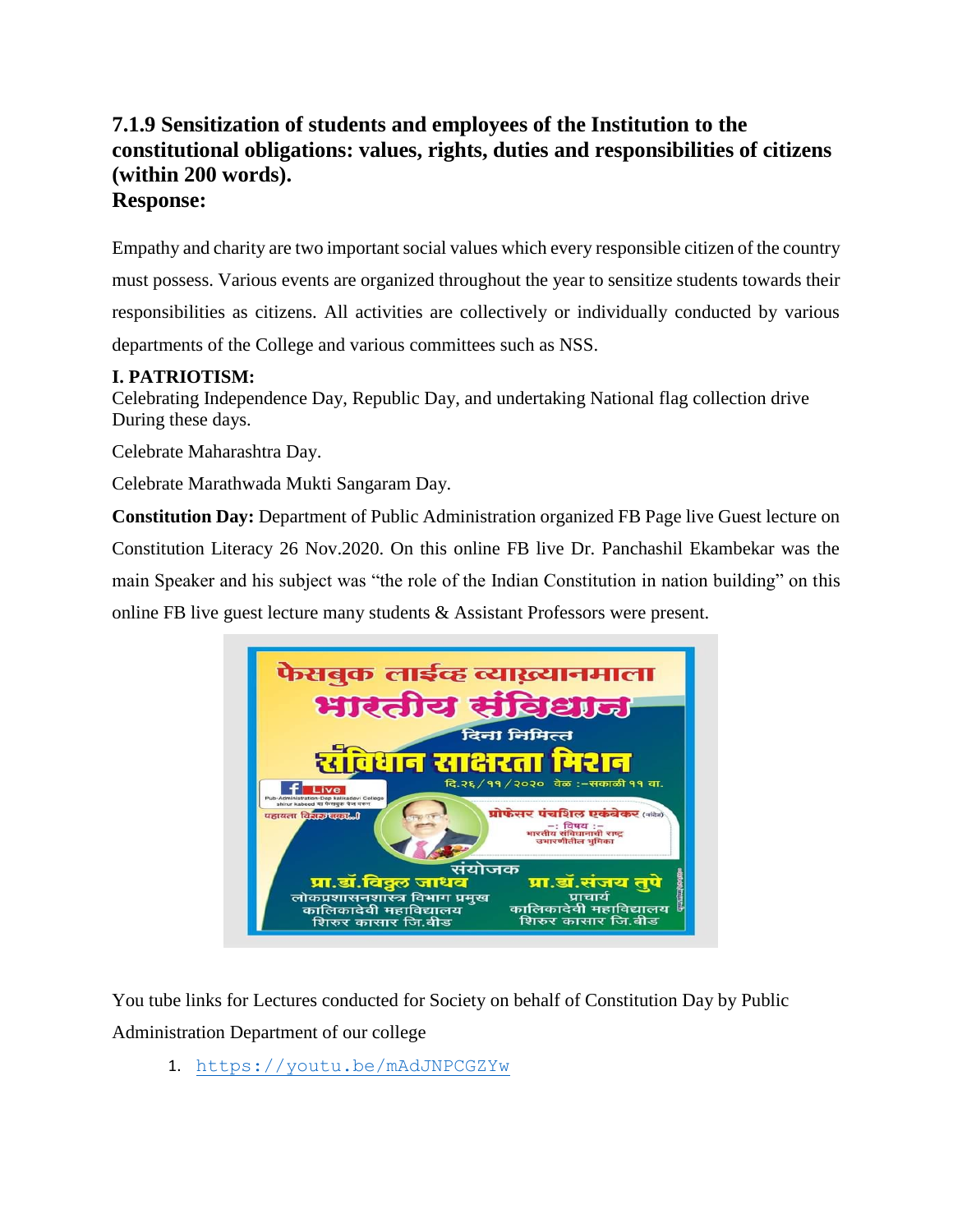### 7.1.9 Sensitization of students and employees of the Institution to the constitutional obligations: values, rights, duties and responsibilities of citizens (within 200 words).

**Response:**

Empathy and charity are two important social values which every responsible citizen of the country must possess. Various events are organized throughout the year to sensitize students towards their responsibilities as citizens. All activities are collectively or individually conducted by various departments of the College and various committees such as NSS.

**I. PATRIOTISM:**

Celebrating Independence Day, Republic Day, and undertaking National flag collection drive During these days.

Celebrate Maharashtra Day.

Celebrate Marathwada Mukti Sangaram Day.

**Constitution Day:** Department of Public Administration organized FB Page live Guest lecture on Constitution Literacy 26 Nov.2020. On this online FB live Dr. Panchashil Ekambekar was the main Speaker and his subject was "the role of the Indian Constitution in nation building" on this online FB live guest lecture many students & Assistant Professors were present.

फेसबुक लाईव्ह व्याख्यानमाला

भारतीय संविधान दिना निमित्त

संविधान साक्षरता मिशन

दि.२६/११/२०२० वेळ :-सकाळी ११ वा.

Live

पहायला विसरु नका..!

प्रोफेसर पंचशिल एकंबेकर (नांदेड)

-: विषय :-

भारतीय संविधानाची राष्ट्र उभारणीतील भूमिका

संयोजक

प्रा.डॉ.विठ्ठल जाधव
लोकप्रशासनशास्त्र विभाग प्रमुख
कालिकादेवी महाविद्यालय
शिरुर कासार जि.बीड

प्रा.डॉ.संजय तुपे
प्राचार्य
कालिकादेवी महाविद्यालय
शिरुर कासार जि.बीड

You tube links for Lectures conducted for Society on behalf of Constitution Day by Public Administration Department of our college

1. https://youtu.be/mAdJNPCGZYw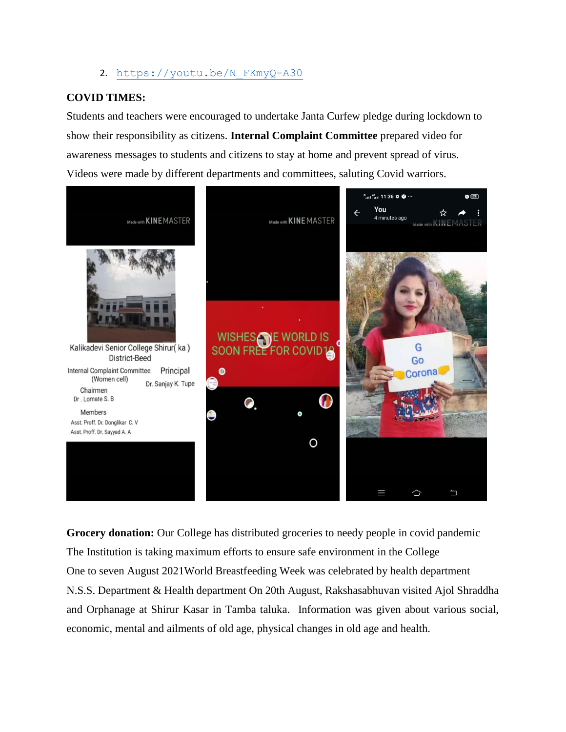2. https://youtu.be/N_FKmyQ-A30

**COVID TIMES:**

Students and teachers were encouraged to undertake Janta Curfew pledge during lockdown to show their responsibility as citizens. **Internal Complaint Committee** prepared video for awareness messages to students and citizens to stay at home and prevent spread of virus. Videos were made by different departments and committees, saluting Covid warriors.

**Grocery donation:** Our College has distributed groceries to needy people in covid pandemic

The Institution is taking maximum efforts to ensure safe environment in the College

One to seven August 2021World Breastfeeding Week was celebrated by health department

N.S.S. Department & Health department On 20th August, Rakshasabhuvan visited Ajol Shraddha and Orphanage at Shirur Kasar in Tamba taluka. Information was given about various social, economic, mental and ailments of old age, physical changes in old age and health.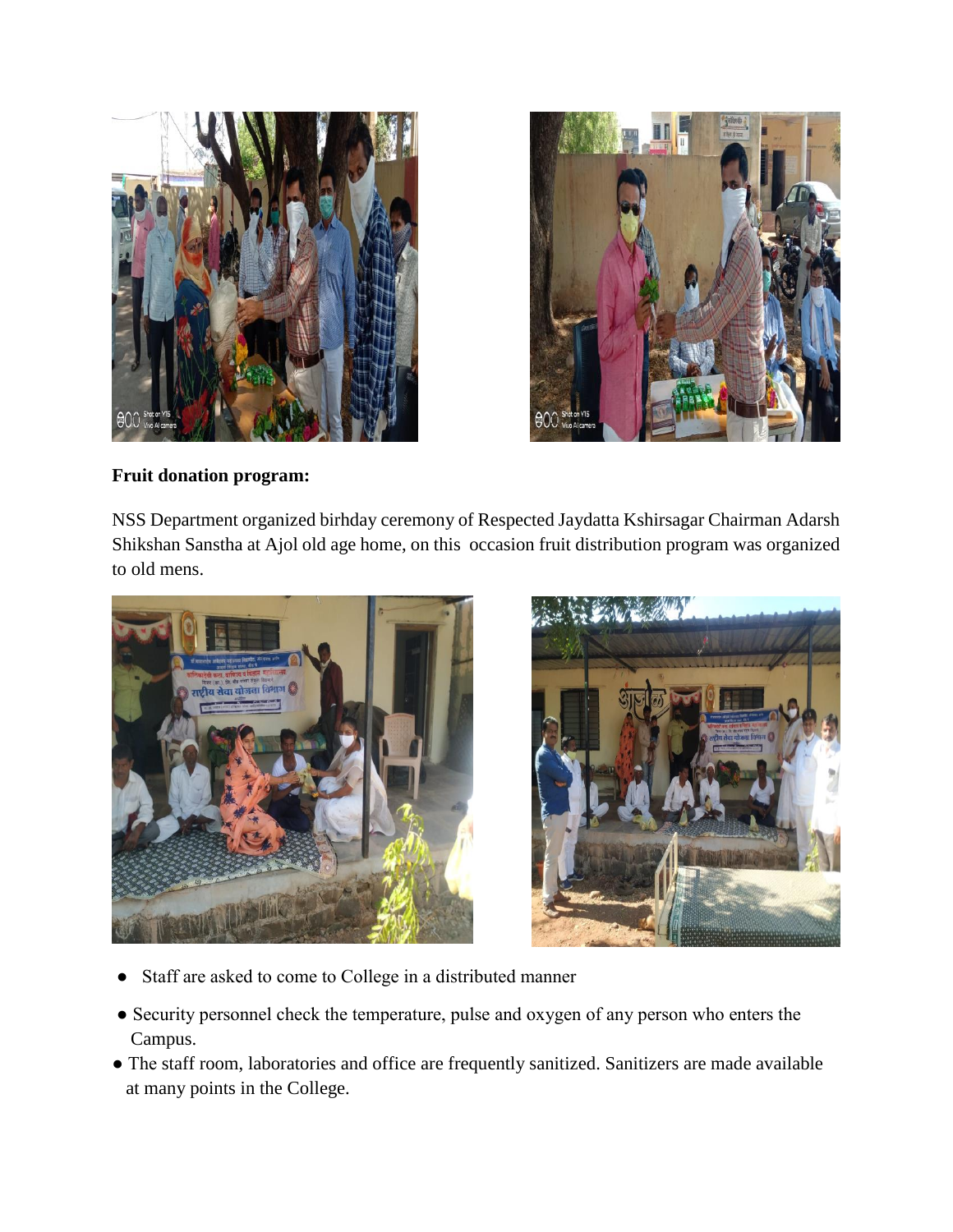**Fruit donation program:**

NSS Department organized birhday ceremony of Respected Jaydatta Kshirsagar Chairman Adarsh Shikshan Sanstha at Ajol old age home, on this occasion fruit distribution program was organized to old mens.

- Staff are asked to come to College in a distributed manner
- Security personnel check the temperature, pulse and oxygen of any person who enters the Campus.
- The staff room, laboratories and office are frequently sanitized. Sanitizers are made available at many points in the College.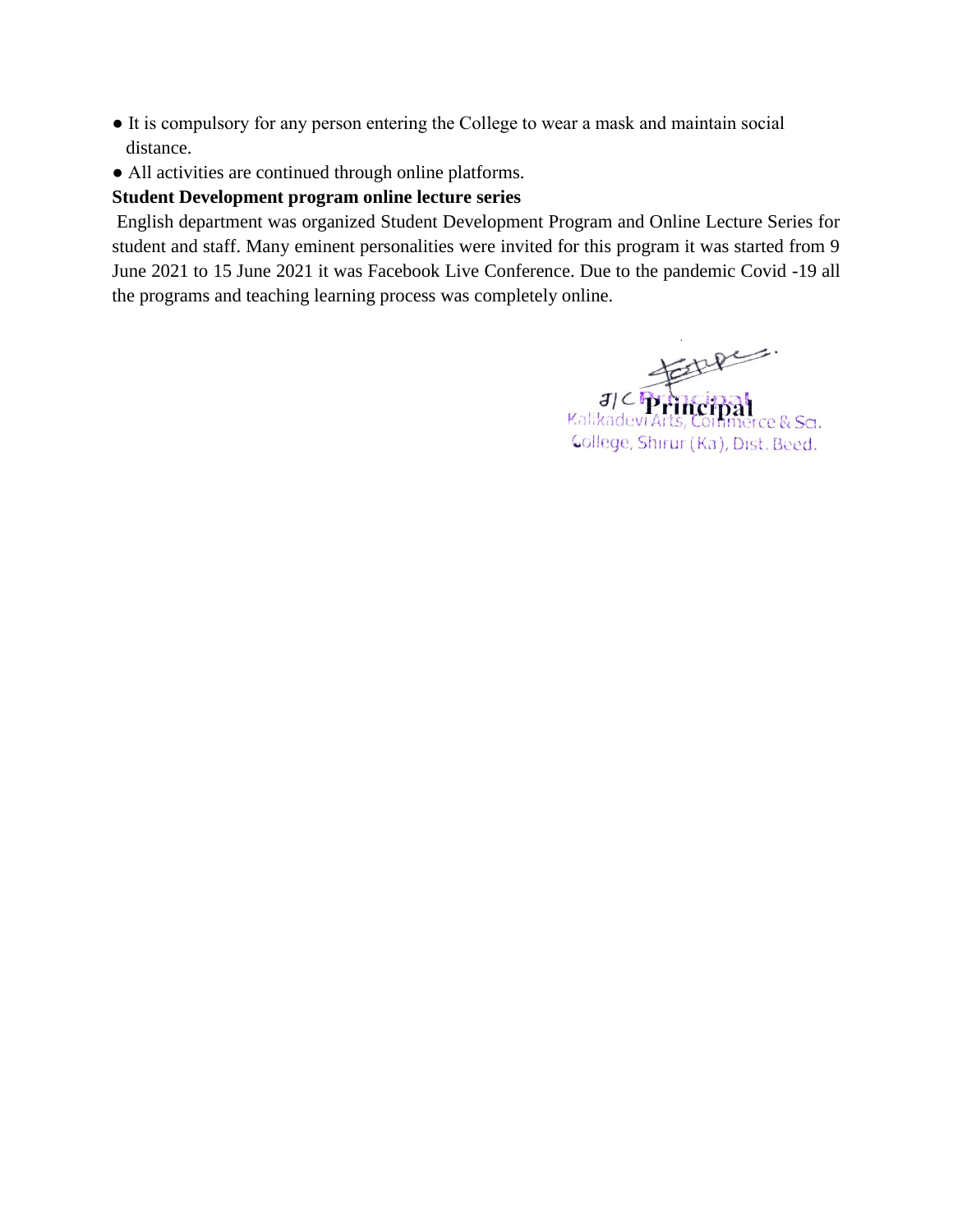- It is compulsory for any person entering the College to wear a mask and maintain social distance.
- All activities are continued through online platforms.

**Student Development program online lecture series**

English department was organized Student Development Program and Online Lecture Series for student and staff. Many eminent personalities were invited for this program it was started from 9 June 2021 to 15 June 2021 it was Facebook Live Conference. Due to the pandemic Covid -19 all the programs and teaching learning process was completely online.

I/C **Principal**
Kalikadevi Arts, Commerce & Sci.
College, Shirur (Ka), Dist. Beed.